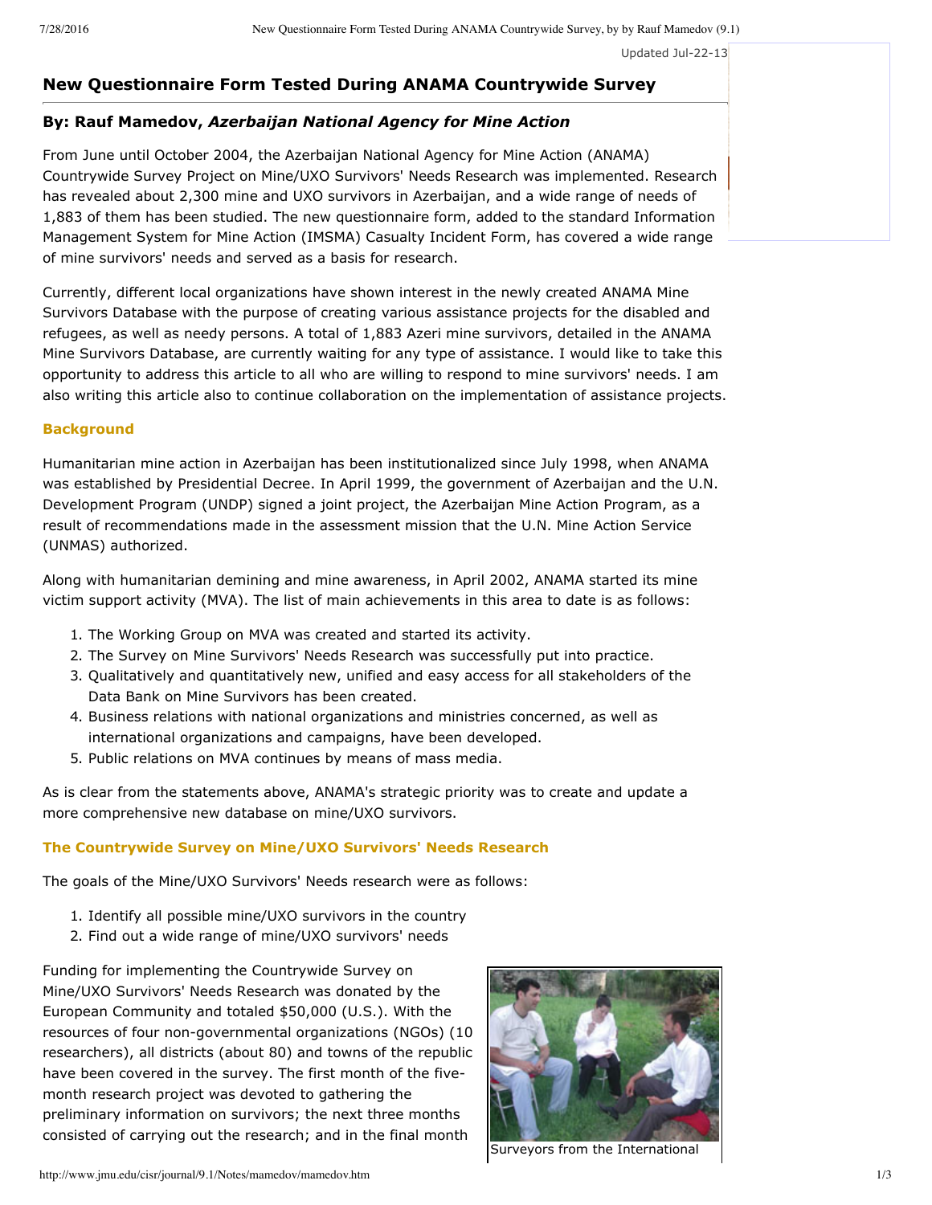Updated Jul-22-13

# New Questionnaire Form Tested During ANAMA Countrywide Survey

## By: Rauf Mamedov, *Azerbaijan National Agency for Mine Action*

From June until October 2004, the Azerbaijan National Agency for Mine Action (ANAMA) Countrywide Survey Project on Mine/UXO Survivors' Needs Research was implemented. Research has revealed about 2,300 mine and UXO survivors in Azerbaijan, and a wide range of needs of 1,883 of them has been studied. The new questionnaire form, added to the standard Information Management System for Mine Action (IMSMA) Casualty Incident Form, has covered a wide range of mine survivors' needs and served as a basis for research.

Currently, different local organizations have shown interest in the newly created ANAMA Mine Survivors Database with the purpose of creating various assistance projects for the disabled and refugees, as well as needy persons. A total of 1,883 Azeri mine survivors, detailed in the ANAMA Mine Survivors Database, are currently waiting for any type of assistance. I would like to take this opportunity to address this article to all who are willing to respond to mine survivors' needs. I am also writing this article also to continue collaboration on the implementation of assistance projects.

### Background

Humanitarian mine action in Azerbaijan has been institutionalized since July 1998, when ANAMA was established by Presidential Decree. In April 1999, the government of Azerbaijan and the U.N. Development Program (UNDP) signed a joint project, the Azerbaijan Mine Action Program, as a result of recommendations made in the assessment mission that the U.N. Mine Action Service (UNMAS) authorized.

Along with humanitarian demining and mine awareness, in April 2002, ANAMA started its mine victim support activity (MVA). The list of main achievements in this area to date is as follows:

1. The Working Group on MVA was created and started its activity.
2. The Survey on Mine Survivors' Needs Research was successfully put into practice.
3. Qualitatively and quantitatively new, unified and easy access for all stakeholders of the Data Bank on Mine Survivors has been created.
4. Business relations with national organizations and ministries concerned, as well as international organizations and campaigns, have been developed.
5. Public relations on MVA continues by means of mass media.

As is clear from the statements above, ANAMA's strategic priority was to create and update a more comprehensive new database on mine/UXO survivors.

### The Countrywide Survey on Mine/UXO Survivors' Needs Research

The goals of the Mine/UXO Survivors' Needs research were as follows:

1. Identify all possible mine/UXO survivors in the country
2. Find out a wide range of mine/UXO survivors' needs

Funding for implementing the Countrywide Survey on Mine/UXO Survivors' Needs Research was donated by the European Community and totaled $50,000 (U.S.). With the resources of four non-governmental organizations (NGOs) (10 researchers), all districts (about 80) and towns of the republic have been covered in the survey. The first month of the five-month research project was devoted to gathering the preliminary information on survivors; the next three months consisted of carrying out the research; and in the final month

Surveyors from the International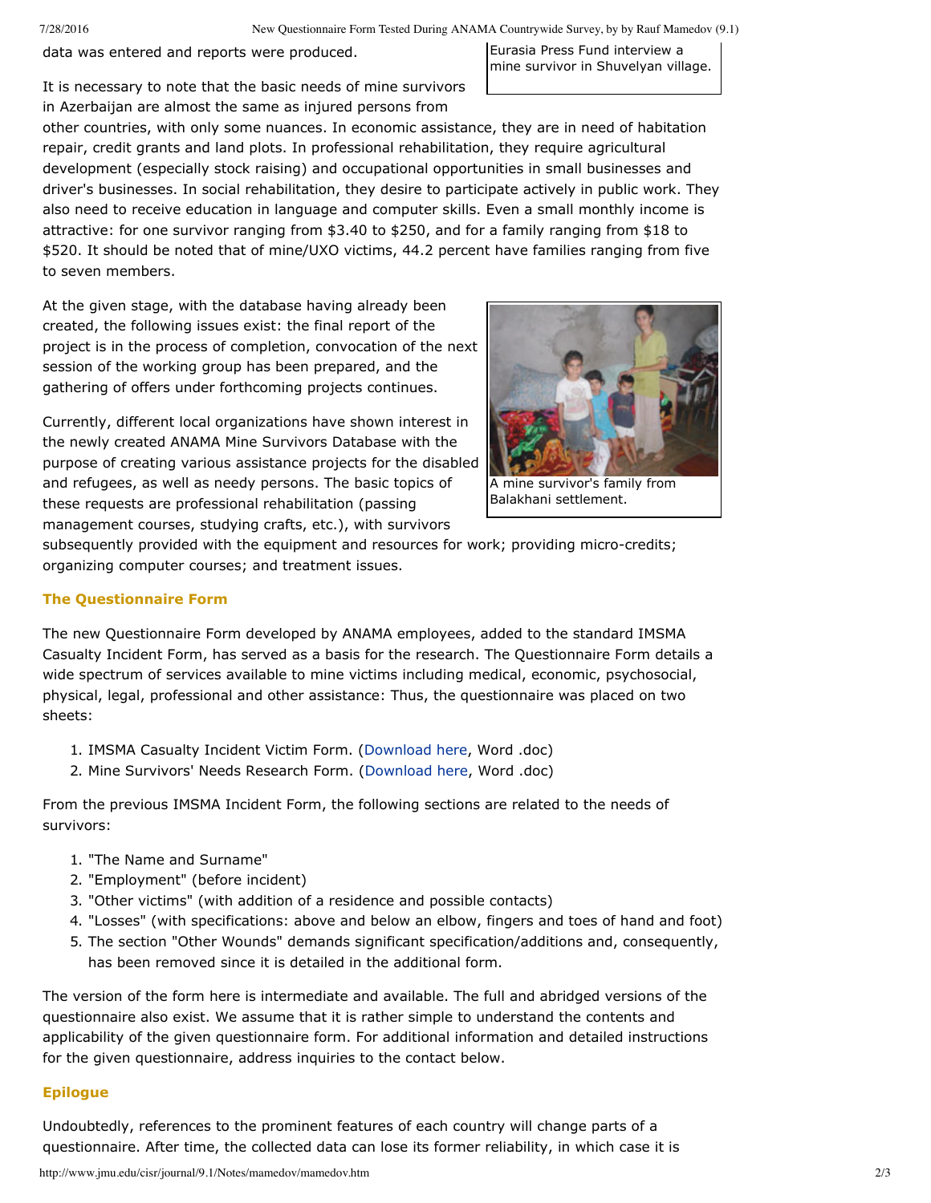data was entered and reports were produced.

Eurasia Press Fund interview a mine survivor in Shuvelyan village.

It is necessary to note that the basic needs of mine survivors in Azerbaijan are almost the same as injured persons from other countries, with only some nuances. In economic assistance, they are in need of habitation repair, credit grants and land plots. In professional rehabilitation, they require agricultural development (especially stock raising) and occupational opportunities in small businesses and driver's businesses. In social rehabilitation, they desire to participate actively in public work. They also need to receive education in language and computer skills. Even a small monthly income is attractive: for one survivor ranging from $3.40 to $250, and for a family ranging from $18 to $520. It should be noted that of mine/UXO victims, 44.2 percent have families ranging from five to seven members.

At the given stage, with the database having already been created, the following issues exist: the final report of the project is in the process of completion, convocation of the next session of the working group has been prepared, and the gathering of offers under forthcoming projects continues.

A mine survivor's family from Balakhani settlement.

Currently, different local organizations have shown interest in the newly created ANAMA Mine Survivors Database with the purpose of creating various assistance projects for the disabled and refugees, as well as needy persons. The basic topics of these requests are professional rehabilitation (passing management courses, studying crafts, etc.), with survivors subsequently provided with the equipment and resources for work; providing micro-credits; organizing computer courses; and treatment issues.

## The Questionnaire Form

The new Questionnaire Form developed by ANAMA employees, added to the standard IMSMA Casualty Incident Form, has served as a basis for the research. The Questionnaire Form details a wide spectrum of services available to mine victims including medical, economic, psychosocial, physical, legal, professional and other assistance: Thus, the questionnaire was placed on two sheets:

1. IMSMA Casualty Incident Victim Form. (Download here, Word .doc)
2. Mine Survivors' Needs Research Form. (Download here, Word .doc)

From the previous IMSMA Incident Form, the following sections are related to the needs of survivors:

1. "The Name and Surname"
2. "Employment" (before incident)
3. "Other victims" (with addition of a residence and possible contacts)
4. "Losses" (with specifications: above and below an elbow, fingers and toes of hand and foot)
5. The section "Other Wounds" demands significant specification/additions and, consequently, has been removed since it is detailed in the additional form.

The version of the form here is intermediate and available. The full and abridged versions of the questionnaire also exist. We assume that it is rather simple to understand the contents and applicability of the given questionnaire form. For additional information and detailed instructions for the given questionnaire, address inquiries to the contact below.

## Epilogue

Undoubtedly, references to the prominent features of each country will change parts of a questionnaire. After time, the collected data can lose its former reliability, in which case it is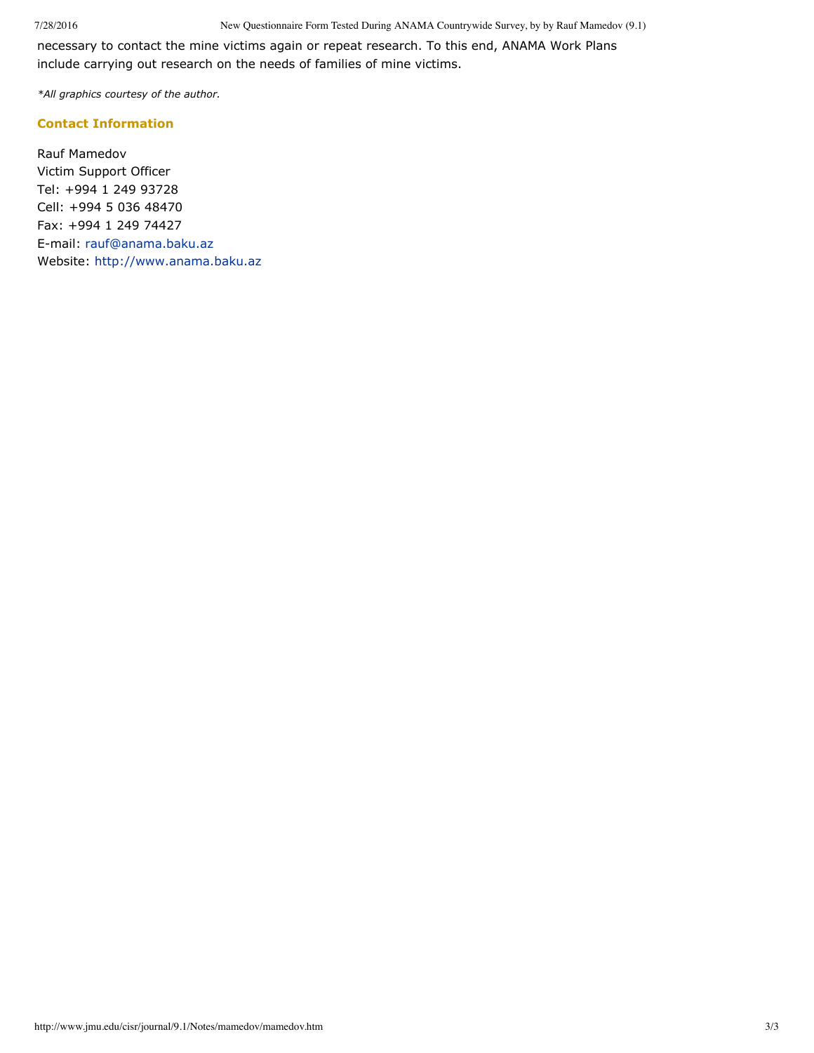necessary to contact the mine victims again or repeat research. To this end, ANAMA Work Plans include carrying out research on the needs of families of mine victims.

*All graphics courtesy of the author.*

### Contact Information

Rauf Mamedov
Victim Support Officer
Tel: +994 1 249 93728
Cell: +994 5 036 48470
Fax: +994 1 249 74427
E-mail: rauf@anama.baku.az
Website: http://www.anama.baku.az